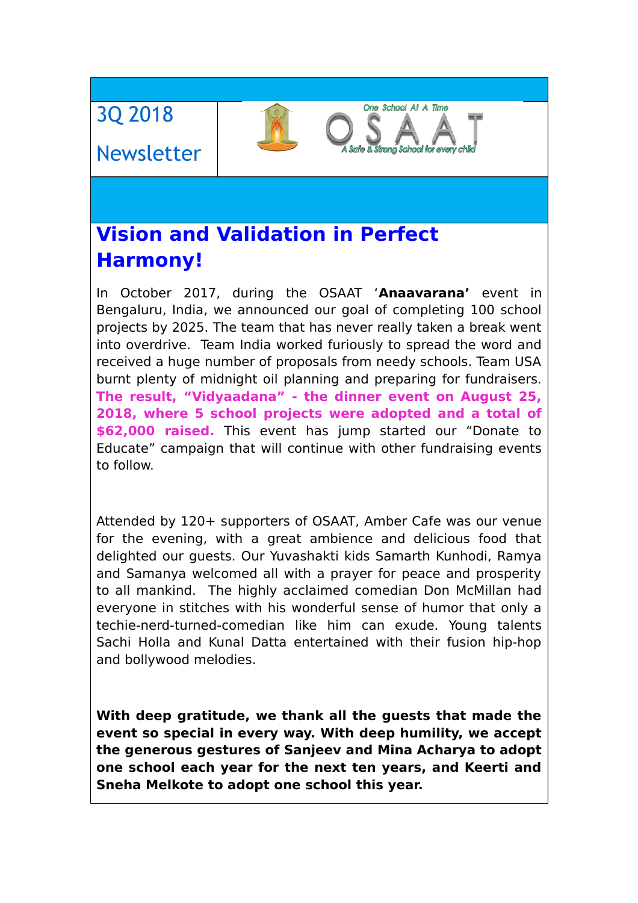3Q 2018

Newsletter

One School At A Time

OSAAT

A Safe & Strong School for every child

# Vision and Validation in Perfect Harmony!

In October 2017, during the OSAAT '**Anaavarana'** event in Bengaluru, India, we announced our goal of completing 100 school projects by 2025. The team that has never really taken a break went into overdrive. Team India worked furiously to spread the word and received a huge number of proposals from needy schools. Team USA burnt plenty of midnight oil planning and preparing for fundraisers. **The result, "Vidyaadana" - the dinner event on August 25, 2018, where 5 school projects were adopted and a total of $62,000 raised.** This event has jump started our "Donate to Educate" campaign that will continue with other fundraising events to follow.

Attended by 120+ supporters of OSAAT, Amber Cafe was our venue for the evening, with a great ambience and delicious food that delighted our guests. Our Yuvashakti kids Samarth Kunhodi, Ramya and Samanya welcomed all with a prayer for peace and prosperity to all mankind. The highly acclaimed comedian Don McMillan had everyone in stitches with his wonderful sense of humor that only a techie-nerd-turned-comedian like him can exude. Young talents Sachi Holla and Kunal Datta entertained with their fusion hip-hop and bollywood melodies.

**With deep gratitude, we thank all the guests that made the event so special in every way. With deep humility, we accept the generous gestures of Sanjeev and Mina Acharya to adopt one school each year for the next ten years, and Keerti and Sneha Melkote to adopt one school this year.**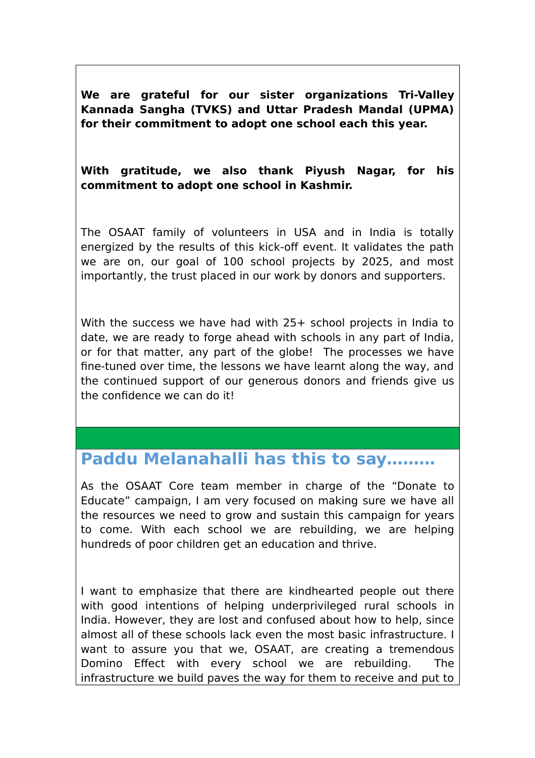**We are grateful for our sister organizations Tri-Valley Kannada Sangha (TVKS) and Uttar Pradesh Mandal (UPMA) for their commitment to adopt one school each this year.**

**With gratitude, we also thank Piyush Nagar, for his commitment to adopt one school in Kashmir.**

The OSAAT family of volunteers in USA and in India is totally energized by the results of this kick-off event. It validates the path we are on, our goal of 100 school projects by 2025, and most importantly, the trust placed in our work by donors and supporters.

With the success we have had with 25+ school projects in India to date, we are ready to forge ahead with schools in any part of India, or for that matter, any part of the globe! The processes we have fine-tuned over time, the lessons we have learnt along the way, and the continued support of our generous donors and friends give us the confidence we can do it!

## Paddu Melanahalli has this to say………

As the OSAAT Core team member in charge of the “Donate to Educate” campaign, I am very focused on making sure we have all the resources we need to grow and sustain this campaign for years to come. With each school we are rebuilding, we are helping hundreds of poor children get an education and thrive.

I want to emphasize that there are kindhearted people out there with good intentions of helping underprivileged rural schools in India. However, they are lost and confused about how to help, since almost all of these schools lack even the most basic infrastructure. I want to assure you that we, OSAAT, are creating a tremendous Domino Effect with every school we are rebuilding. The infrastructure we build paves the way for them to receive and put to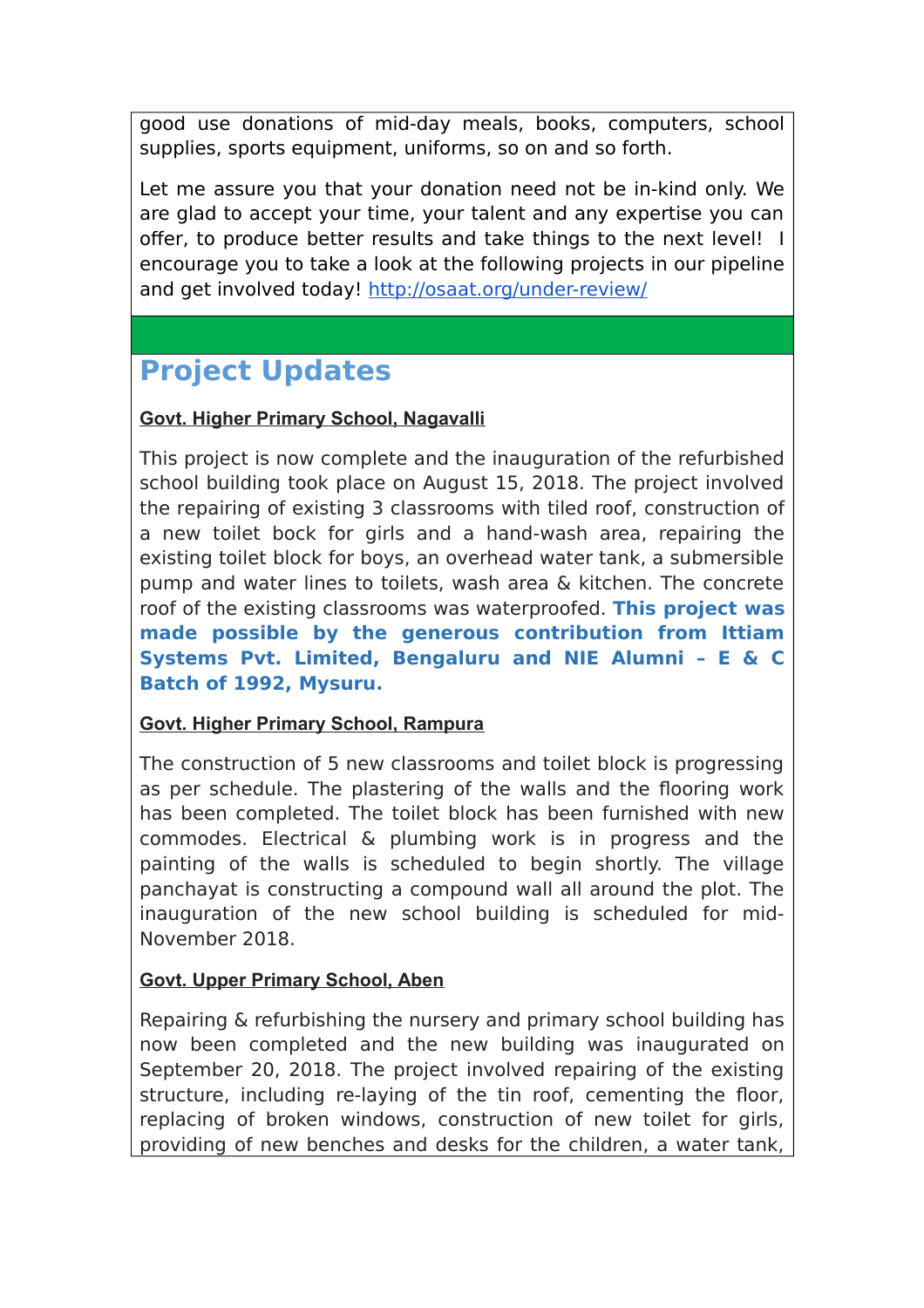good use donations of mid-day meals, books, computers, school supplies, sports equipment, uniforms, so on and so forth.

Let me assure you that your donation need not be in-kind only. We are glad to accept your time, your talent and any expertise you can offer, to produce better results and take things to the next level! I encourage you to take a look at the following projects in our pipeline and get involved today! [http://osaat.org/under-review/](http://osaat.org/under-review/)

## Project Updates

**Govt. Higher Primary School, Nagavalli**

This project is now complete and the inauguration of the refurbished school building took place on August 15, 2018. The project involved the repairing of existing 3 classrooms with tiled roof, construction of a new toilet bock for girls and a hand-wash area, repairing the existing toilet block for boys, an overhead water tank, a submersible pump and water lines to toilets, wash area & kitchen. The concrete roof of the existing classrooms was waterproofed. **This project was made possible by the generous contribution from Ittiam Systems Pvt. Limited, Bengaluru and NIE Alumni – E & C Batch of 1992, Mysuru.**

**Govt. Higher Primary School, Rampura**

The construction of 5 new classrooms and toilet block is progressing as per schedule. The plastering of the walls and the flooring work has been completed. The toilet block has been furnished with new commodes. Electrical & plumbing work is in progress and the painting of the walls is scheduled to begin shortly. The village panchayat is constructing a compound wall all around the plot. The inauguration of the new school building is scheduled for mid-November 2018.

**Govt. Upper Primary School, Aben**

Repairing & refurbishing the nursery and primary school building has now been completed and the new building was inaugurated on September 20, 2018. The project involved repairing of the existing structure, including re-laying of the tin roof, cementing the floor, replacing of broken windows, construction of new toilet for girls, providing of new benches and desks for the children, a water tank,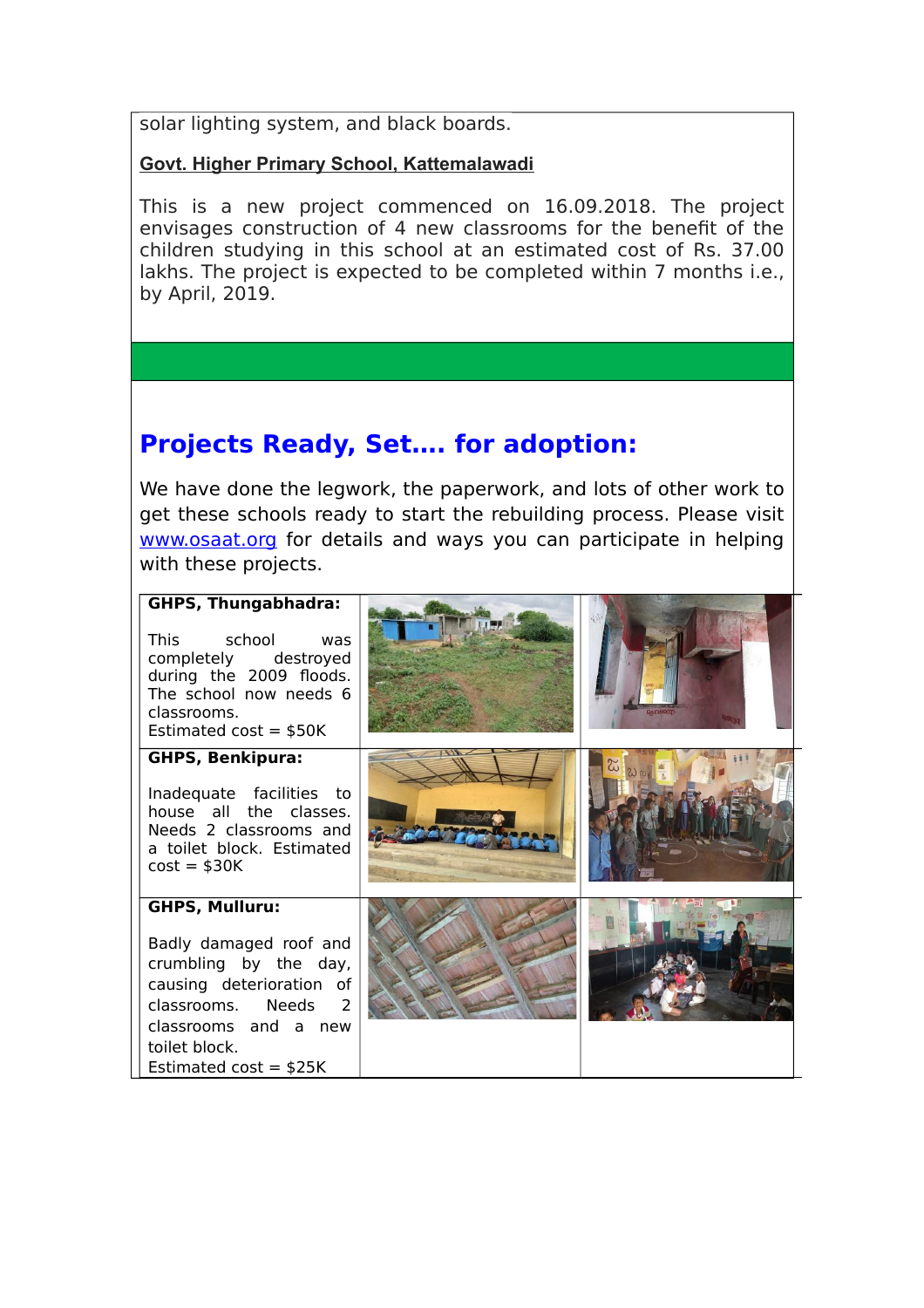solar lighting system, and black boards.

**Govt. Higher Primary School, Kattemalawadi**

This is a new project commenced on 16.09.2018. The project envisages construction of 4 new classrooms for the benefit of the children studying in this school at an estimated cost of Rs. 37.00 lakhs. The project is expected to be completed within 7 months i.e., by April, 2019.

## Projects Ready, Set.... for adoption:

We have done the legwork, the paperwork, and lots of other work to get these schools ready to start the rebuilding process. Please visit www.osaat.org for details and ways you can participate in helping with these projects.

**GHPS, Thungabhadra:**

This school was completely destroyed during the 2009 floods. The school now needs 6 classrooms.
Estimated cost = $50K

**GHPS, Benkipura:**

Inadequate facilities to house all the classes. Needs 2 classrooms and a toilet block. Estimated cost = $30K

**GHPS, Mulluru:**

Badly damaged roof and crumbling by the day, causing deterioration of classrooms. Needs 2 classrooms and a new toilet block.
Estimated cost = $25K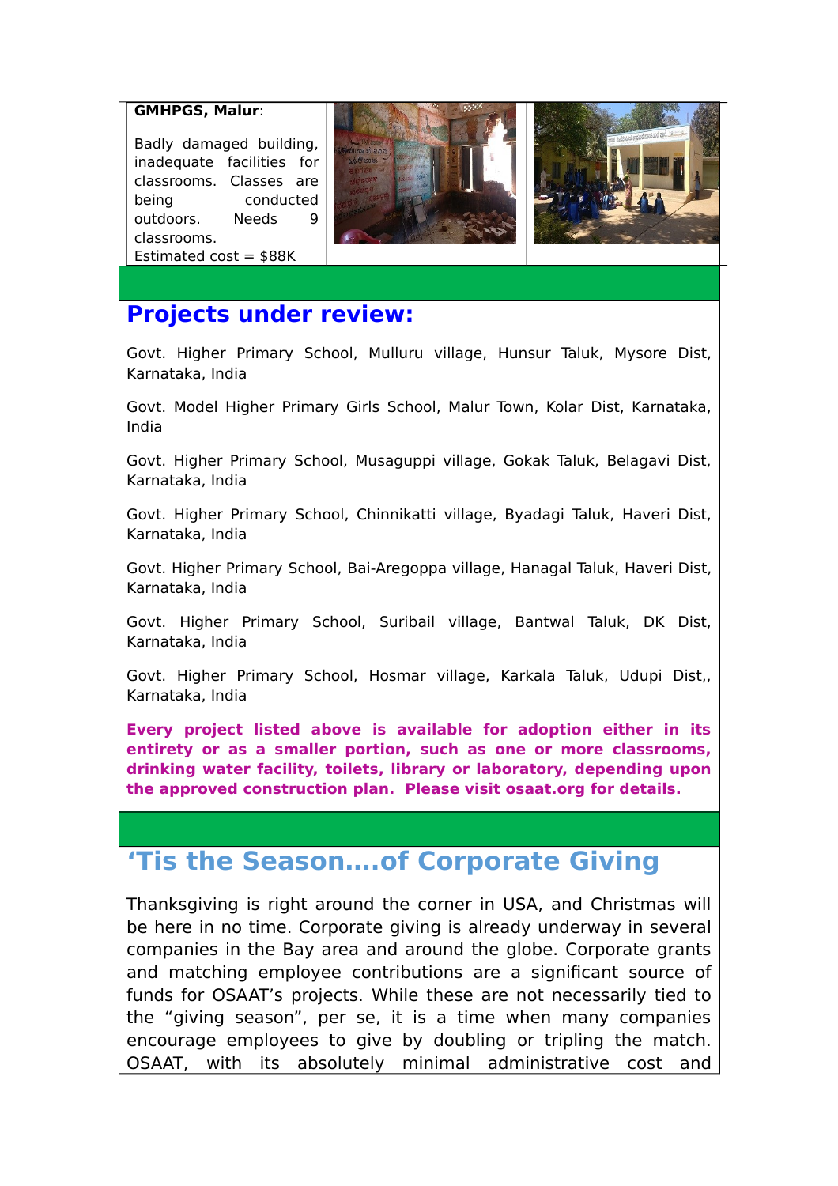**GMHPGS, Malur**:

Badly damaged building, inadequate facilities for classrooms. Classes are being conducted outdoors. Needs 9 classrooms.
Estimated cost = $88K

## Projects under review:

Govt. Higher Primary School, Mulluru village, Hunsur Taluk, Mysore Dist, Karnataka, India

Govt. Model Higher Primary Girls School, Malur Town, Kolar Dist, Karnataka, India

Govt. Higher Primary School, Musaguppi village, Gokak Taluk, Belagavi Dist, Karnataka, India

Govt. Higher Primary School, Chinnikatti village, Byadagi Taluk, Haveri Dist, Karnataka, India

Govt. Higher Primary School, Bai-Aregoppa village, Hanagal Taluk, Haveri Dist, Karnataka, India

Govt. Higher Primary School, Suribail village, Bantwal Taluk, DK Dist, Karnataka, India

Govt. Higher Primary School, Hosmar village, Karkala Taluk, Udupi Dist,, Karnataka, India

**Every project listed above is available for adoption either in its entirety or as a smaller portion, such as one or more classrooms, drinking water facility, toilets, library or laboratory, depending upon the approved construction plan. Please visit osaat.org for details.**

## 'Tis the Season….of Corporate Giving

Thanksgiving is right around the corner in USA, and Christmas will be here in no time. Corporate giving is already underway in several companies in the Bay area and around the globe. Corporate grants and matching employee contributions are a significant source of funds for OSAAT's projects. While these are not necessarily tied to the "giving season", per se, it is a time when many companies encourage employees to give by doubling or tripling the match. OSAAT, with its absolutely minimal administrative cost and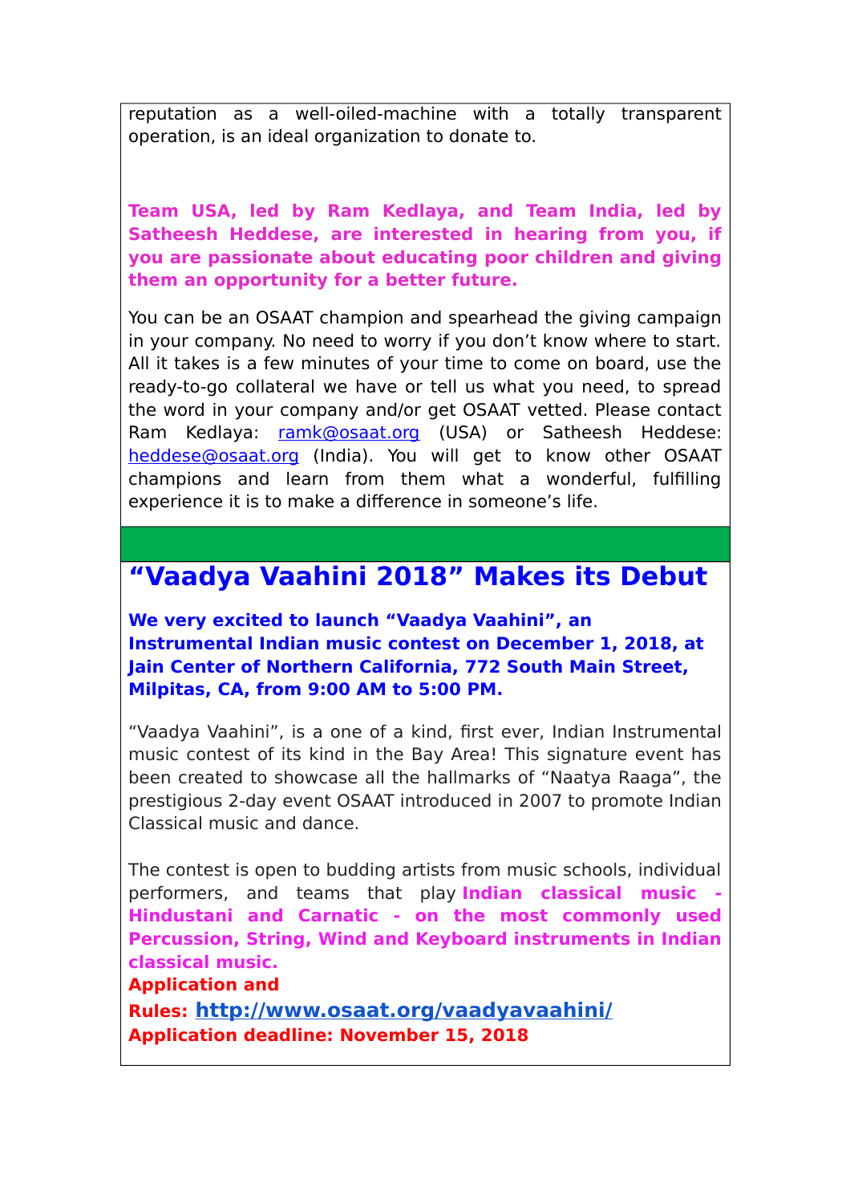reputation as a well-oiled-machine with a totally transparent operation, is an ideal organization to donate to.

**Team USA, led by Ram Kedlaya, and Team India, led by Satheesh Heddese, are interested in hearing from you, if you are passionate about educating poor children and giving them an opportunity for a better future.**

You can be an OSAAT champion and spearhead the giving campaign in your company. No need to worry if you don't know where to start. All it takes is a few minutes of your time to come on board, use the ready-to-go collateral we have or tell us what you need, to spread the word in your company and/or get OSAAT vetted. Please contact Ram Kedlaya: ramk@osaat.org (USA) or Satheesh Heddese: heddese@osaat.org (India). You will get to know other OSAAT champions and learn from them what a wonderful, fulfilling experience it is to make a difference in someone's life.

## "Vaadya Vaahini 2018" Makes its Debut

**We very excited to launch "Vaadya Vaahini", an Instrumental Indian music contest on December 1, 2018, at Jain Center of Northern California, 772 South Main Street, Milpitas, CA, from 9:00 AM to 5:00 PM.**

"Vaadya Vaahini", is a one of a kind, first ever, Indian Instrumental music contest of its kind in the Bay Area! This signature event has been created to showcase all the hallmarks of "Naatya Raaga", the prestigious 2-day event OSAAT introduced in 2007 to promote Indian Classical music and dance.

The contest is open to budding artists from music schools, individual performers, and teams that play **Indian classical music - Hindustani and Carnatic - on the most commonly used Percussion, String, Wind and Keyboard instruments in Indian classical music.**

**Application and Rules: http://www.osaat.org/vaadyavaahini/**

**Application deadline: November 15, 2018**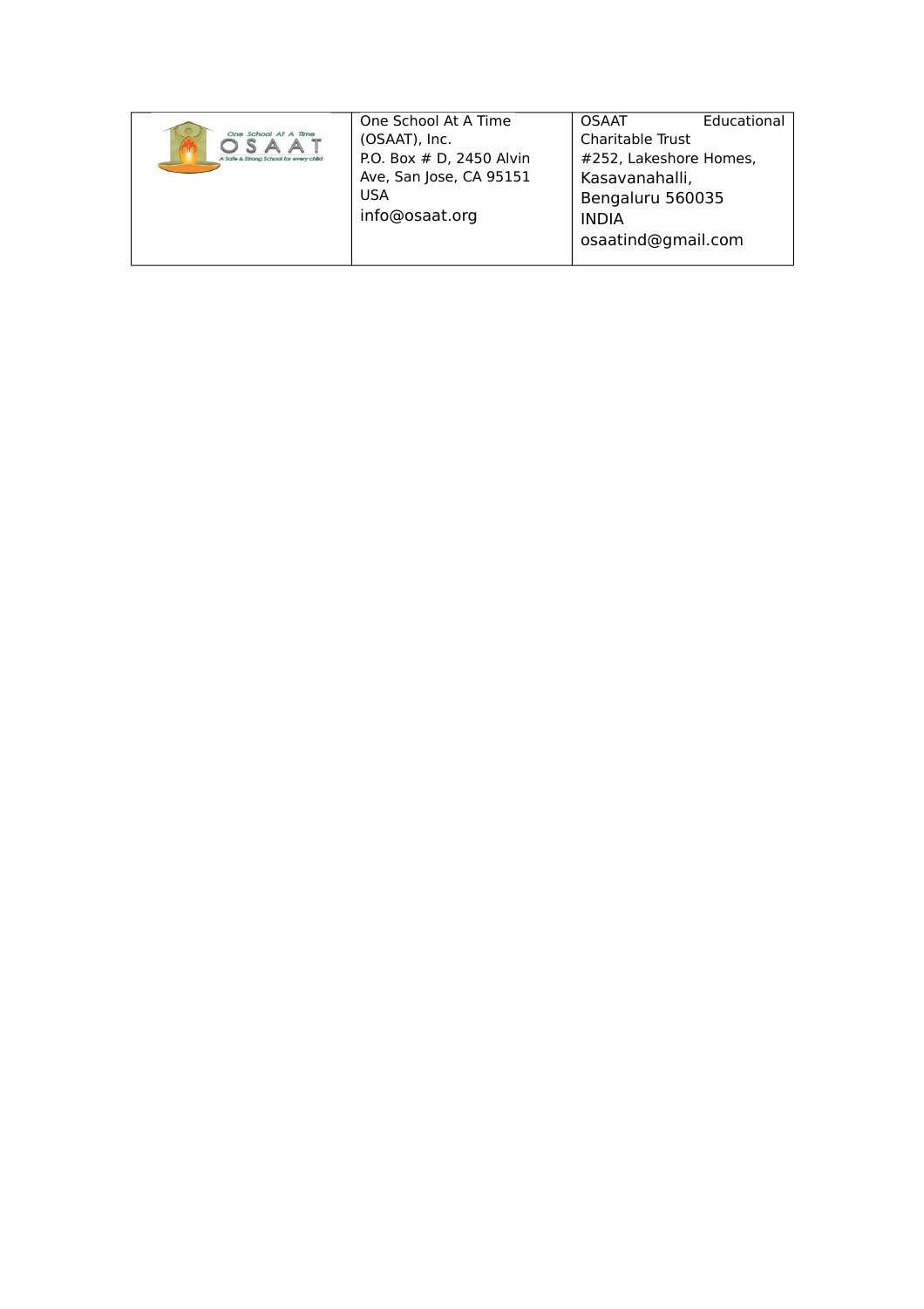| | | |
|---|---|---|
| One School At A Time OSAAT A Safe & Strong School for every child | One School At A Time (OSAAT), Inc.<br>P.O. Box # D, 2450 Alvin Ave, San Jose, CA 95151<br>USA<br>info@osaat.org | OSAAT Educational Charitable Trust<br>#252, Lakeshore Homes, Kasavanahalli,<br>Bengaluru 560035<br>INDIA<br>osaatind@gmail.com |